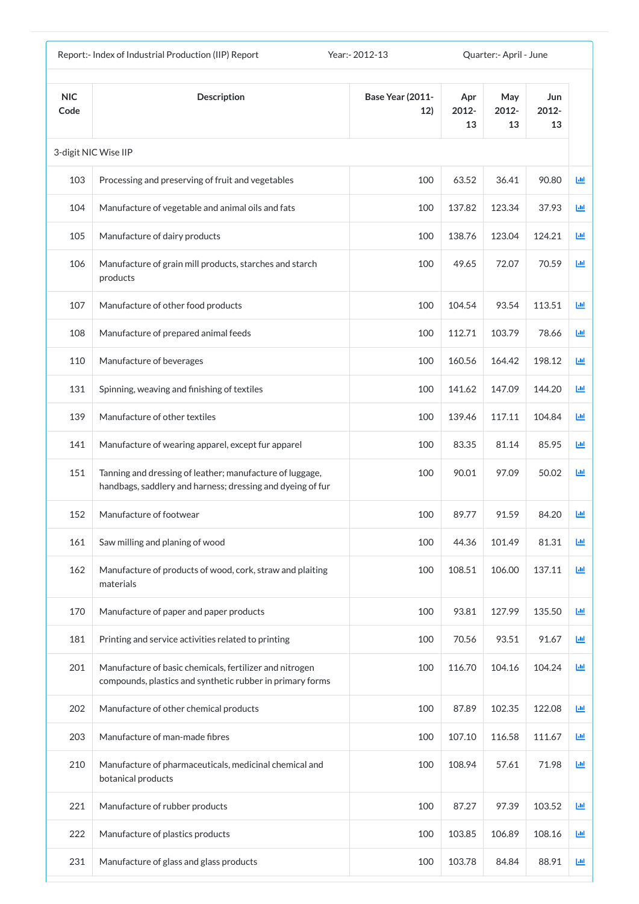Report:- Index of Industrial Production (IIP) Report | Year:- 2012-13 | Quarter:- April - June

| NIC Code | Description | Base Year (2011-12) | Apr 2012-13 | May 2012-13 | Jun 2012-13 |
|---|---|---|---|---|---|
| 3-digit NIC Wise IIP | | | | | |
| 103 | Processing and preserving of fruit and vegetables | 100 | 63.52 | 36.41 | 90.80 |
| 104 | Manufacture of vegetable and animal oils and fats | 100 | 137.82 | 123.34 | 37.93 |
| 105 | Manufacture of dairy products | 100 | 138.76 | 123.04 | 124.21 |
| 106 | Manufacture of grain mill products, starches and starch products | 100 | 49.65 | 72.07 | 70.59 |
| 107 | Manufacture of other food products | 100 | 104.54 | 93.54 | 113.51 |
| 108 | Manufacture of prepared animal feeds | 100 | 112.71 | 103.79 | 78.66 |
| 110 | Manufacture of beverages | 100 | 160.56 | 164.42 | 198.12 |
| 131 | Spinning, weaving and finishing of textiles | 100 | 141.62 | 147.09 | 144.20 |
| 139 | Manufacture of other textiles | 100 | 139.46 | 117.11 | 104.84 |
| 141 | Manufacture of wearing apparel, except fur apparel | 100 | 83.35 | 81.14 | 85.95 |
| 151 | Tanning and dressing of leather; manufacture of luggage, handbags, saddlery and harness; dressing and dyeing of fur | 100 | 90.01 | 97.09 | 50.02 |
| 152 | Manufacture of footwear | 100 | 89.77 | 91.59 | 84.20 |
| 161 | Saw milling and planing of wood | 100 | 44.36 | 101.49 | 81.31 |
| 162 | Manufacture of products of wood, cork, straw and plaiting materials | 100 | 108.51 | 106.00 | 137.11 |
| 170 | Manufacture of paper and paper products | 100 | 93.81 | 127.99 | 135.50 |
| 181 | Printing and service activities related to printing | 100 | 70.56 | 93.51 | 91.67 |
| 201 | Manufacture of basic chemicals, fertilizer and nitrogen compounds, plastics and synthetic rubber in primary forms | 100 | 116.70 | 104.16 | 104.24 |
| 202 | Manufacture of other chemical products | 100 | 87.89 | 102.35 | 122.08 |
| 203 | Manufacture of man-made fibres | 100 | 107.10 | 116.58 | 111.67 |
| 210 | Manufacture of pharmaceuticals, medicinal chemical and botanical products | 100 | 108.94 | 57.61 | 71.98 |
| 221 | Manufacture of rubber products | 100 | 87.27 | 97.39 | 103.52 |
| 222 | Manufacture of plastics products | 100 | 103.85 | 106.89 | 108.16 |
| 231 | Manufacture of glass and glass products | 100 | 103.78 | 84.84 | 88.91 |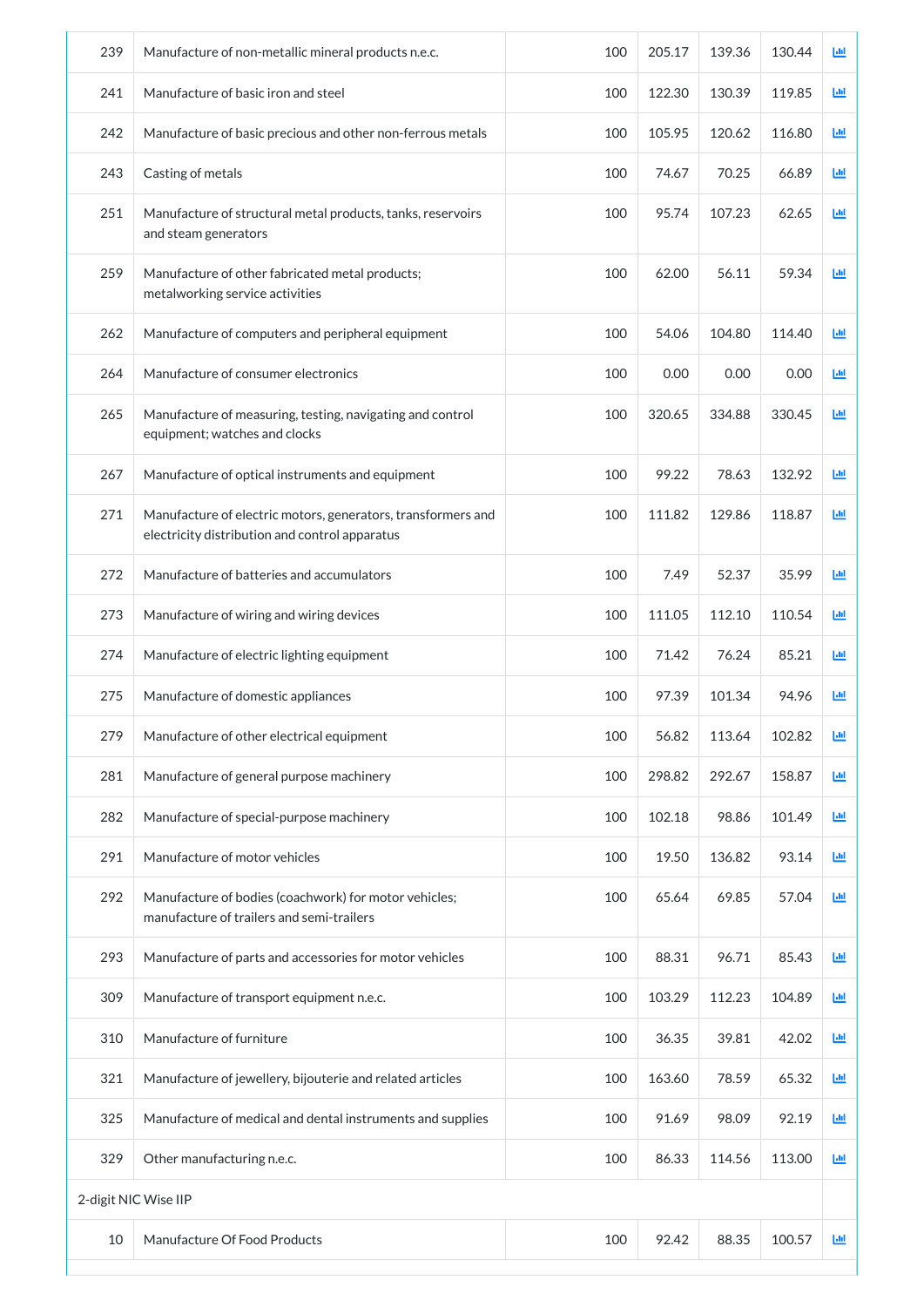| | | | | | | |
|---|---|---|---|---|---|---|
| 239 | Manufacture of non-metallic mineral products n.e.c. | 100 | 205.17 | 139.36 | 130.44 | |
| 241 | Manufacture of basic iron and steel | 100 | 122.30 | 130.39 | 119.85 | |
| 242 | Manufacture of basic precious and other non-ferrous metals | 100 | 105.95 | 120.62 | 116.80 | |
| 243 | Casting of metals | 100 | 74.67 | 70.25 | 66.89 | |
| 251 | Manufacture of structural metal products, tanks, reservoirs and steam generators | 100 | 95.74 | 107.23 | 62.65 | |
| 259 | Manufacture of other fabricated metal products; metalworking service activities | 100 | 62.00 | 56.11 | 59.34 | |
| 262 | Manufacture of computers and peripheral equipment | 100 | 54.06 | 104.80 | 114.40 | |
| 264 | Manufacture of consumer electronics | 100 | 0.00 | 0.00 | 0.00 | |
| 265 | Manufacture of measuring, testing, navigating and control equipment; watches and clocks | 100 | 320.65 | 334.88 | 330.45 | |
| 267 | Manufacture of optical instruments and equipment | 100 | 99.22 | 78.63 | 132.92 | |
| 271 | Manufacture of electric motors, generators, transformers and electricity distribution and control apparatus | 100 | 111.82 | 129.86 | 118.87 | |
| 272 | Manufacture of batteries and accumulators | 100 | 7.49 | 52.37 | 35.99 | |
| 273 | Manufacture of wiring and wiring devices | 100 | 111.05 | 112.10 | 110.54 | |
| 274 | Manufacture of electric lighting equipment | 100 | 71.42 | 76.24 | 85.21 | |
| 275 | Manufacture of domestic appliances | 100 | 97.39 | 101.34 | 94.96 | |
| 279 | Manufacture of other electrical equipment | 100 | 56.82 | 113.64 | 102.82 | |
| 281 | Manufacture of general purpose machinery | 100 | 298.82 | 292.67 | 158.87 | |
| 282 | Manufacture of special-purpose machinery | 100 | 102.18 | 98.86 | 101.49 | |
| 291 | Manufacture of motor vehicles | 100 | 19.50 | 136.82 | 93.14 | |
| 292 | Manufacture of bodies (coachwork) for motor vehicles; manufacture of trailers and semi-trailers | 100 | 65.64 | 69.85 | 57.04 | |
| 293 | Manufacture of parts and accessories for motor vehicles | 100 | 88.31 | 96.71 | 85.43 | |
| 309 | Manufacture of transport equipment n.e.c. | 100 | 103.29 | 112.23 | 104.89 | |
| 310 | Manufacture of furniture | 100 | 36.35 | 39.81 | 42.02 | |
| 321 | Manufacture of jewellery, bijouterie and related articles | 100 | 163.60 | 78.59 | 65.32 | |
| 325 | Manufacture of medical and dental instruments and supplies | 100 | 91.69 | 98.09 | 92.19 | |
| 329 | Other manufacturing n.e.c. | 100 | 86.33 | 114.56 | 113.00 | |
| 2-digit NIC Wise IIP | | | | | | |
| 10 | Manufacture Of Food Products | 100 | 92.42 | 88.35 | 100.57 | |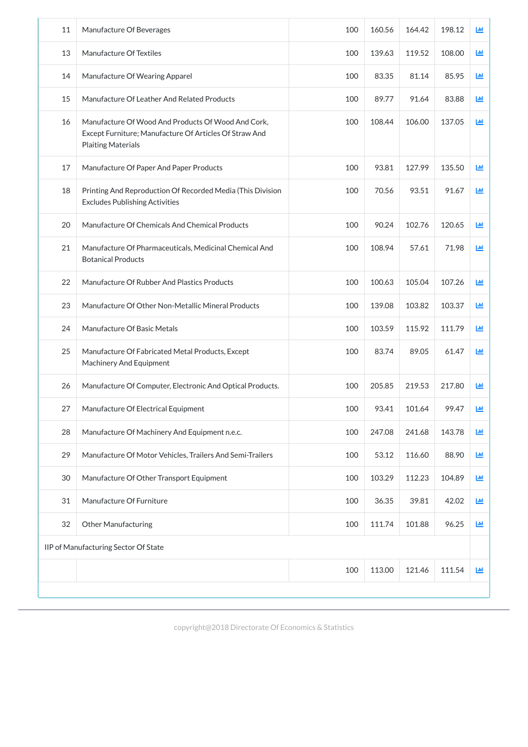| | | | | | | |
|---|---|---|---|---|---|---|
| 11 | Manufacture Of Beverages | 100 | 160.56 | 164.42 | 198.12 | |
| 13 | Manufacture Of Textiles | 100 | 139.63 | 119.52 | 108.00 | |
| 14 | Manufacture Of Wearing Apparel | 100 | 83.35 | 81.14 | 85.95 | |
| 15 | Manufacture Of Leather And Related Products | 100 | 89.77 | 91.64 | 83.88 | |
| 16 | Manufacture Of Wood And Products Of Wood And Cork, Except Furniture; Manufacture Of Articles Of Straw And Plaiting Materials | 100 | 108.44 | 106.00 | 137.05 | |
| 17 | Manufacture Of Paper And Paper Products | 100 | 93.81 | 127.99 | 135.50 | |
| 18 | Printing And Reproduction Of Recorded Media (This Division Excludes Publishing Activities | 100 | 70.56 | 93.51 | 91.67 | |
| 20 | Manufacture Of Chemicals And Chemical Products | 100 | 90.24 | 102.76 | 120.65 | |
| 21 | Manufacture Of Pharmaceuticals, Medicinal Chemical And Botanical Products | 100 | 108.94 | 57.61 | 71.98 | |
| 22 | Manufacture Of Rubber And Plastics Products | 100 | 100.63 | 105.04 | 107.26 | |
| 23 | Manufacture Of Other Non-Metallic Mineral Products | 100 | 139.08 | 103.82 | 103.37 | |
| 24 | Manufacture Of Basic Metals | 100 | 103.59 | 115.92 | 111.79 | |
| 25 | Manufacture Of Fabricated Metal Products, Except Machinery And Equipment | 100 | 83.74 | 89.05 | 61.47 | |
| 26 | Manufacture Of Computer, Electronic And Optical Products. | 100 | 205.85 | 219.53 | 217.80 | |
| 27 | Manufacture Of Electrical Equipment | 100 | 93.41 | 101.64 | 99.47 | |
| 28 | Manufacture Of Machinery And Equipment n.e.c. | 100 | 247.08 | 241.68 | 143.78 | |
| 29 | Manufacture Of Motor Vehicles, Trailers And Semi-Trailers | 100 | 53.12 | 116.60 | 88.90 | |
| 30 | Manufacture Of Other Transport Equipment | 100 | 103.29 | 112.23 | 104.89 | |
| 31 | Manufacture Of Furniture | 100 | 36.35 | 39.81 | 42.02 | |
| 32 | Other Manufacturing | 100 | 111.74 | 101.88 | 96.25 | |
| IIP of Manufacturing Sector Of State | | | | | | |
| | | 100 | 113.00 | 121.46 | 111.54 | |

copyright@2018 Directorate Of Economics & Statistics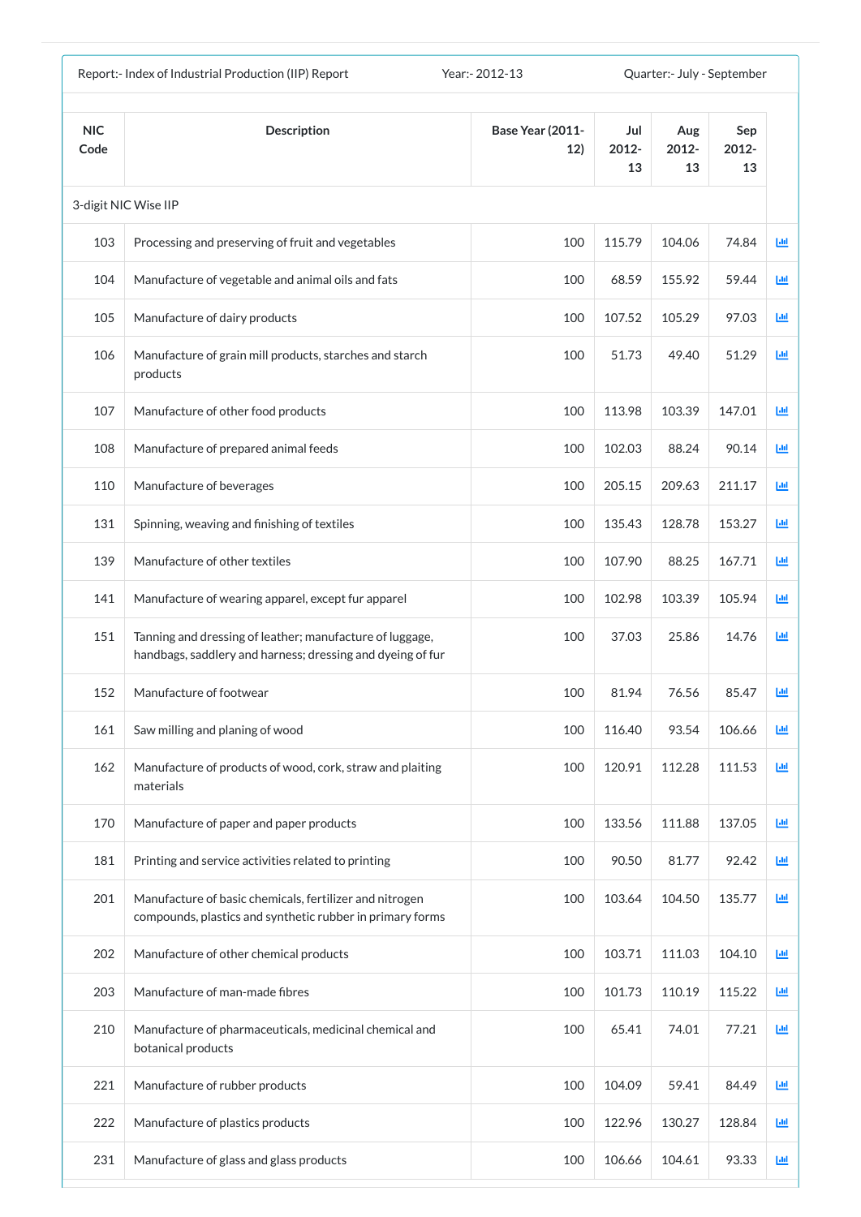Report:- Index of Industrial Production (IIP) Report Year:- 2012-13 Quarter:- July - September

| NIC Code | Description | Base Year (2011-12) | Jul 2012-13 | Aug 2012-13 | Sep 2012-13 |
|---|---|---|---|---|---|
| 3-digit NIC Wise IIP | | | | | |
| 103 | Processing and preserving of fruit and vegetables | 100 | 115.79 | 104.06 | 74.84 |
| 104 | Manufacture of vegetable and animal oils and fats | 100 | 68.59 | 155.92 | 59.44 |
| 105 | Manufacture of dairy products | 100 | 107.52 | 105.29 | 97.03 |
| 106 | Manufacture of grain mill products, starches and starch products | 100 | 51.73 | 49.40 | 51.29 |
| 107 | Manufacture of other food products | 100 | 113.98 | 103.39 | 147.01 |
| 108 | Manufacture of prepared animal feeds | 100 | 102.03 | 88.24 | 90.14 |
| 110 | Manufacture of beverages | 100 | 205.15 | 209.63 | 211.17 |
| 131 | Spinning, weaving and finishing of textiles | 100 | 135.43 | 128.78 | 153.27 |
| 139 | Manufacture of other textiles | 100 | 107.90 | 88.25 | 167.71 |
| 141 | Manufacture of wearing apparel, except fur apparel | 100 | 102.98 | 103.39 | 105.94 |
| 151 | Tanning and dressing of leather; manufacture of luggage, handbags, saddlery and harness; dressing and dyeing of fur | 100 | 37.03 | 25.86 | 14.76 |
| 152 | Manufacture of footwear | 100 | 81.94 | 76.56 | 85.47 |
| 161 | Saw milling and planing of wood | 100 | 116.40 | 93.54 | 106.66 |
| 162 | Manufacture of products of wood, cork, straw and plaiting materials | 100 | 120.91 | 112.28 | 111.53 |
| 170 | Manufacture of paper and paper products | 100 | 133.56 | 111.88 | 137.05 |
| 181 | Printing and service activities related to printing | 100 | 90.50 | 81.77 | 92.42 |
| 201 | Manufacture of basic chemicals, fertilizer and nitrogen compounds, plastics and synthetic rubber in primary forms | 100 | 103.64 | 104.50 | 135.77 |
| 202 | Manufacture of other chemical products | 100 | 103.71 | 111.03 | 104.10 |
| 203 | Manufacture of man-made fibres | 100 | 101.73 | 110.19 | 115.22 |
| 210 | Manufacture of pharmaceuticals, medicinal chemical and botanical products | 100 | 65.41 | 74.01 | 77.21 |
| 221 | Manufacture of rubber products | 100 | 104.09 | 59.41 | 84.49 |
| 222 | Manufacture of plastics products | 100 | 122.96 | 130.27 | 128.84 |
| 231 | Manufacture of glass and glass products | 100 | 106.66 | 104.61 | 93.33 |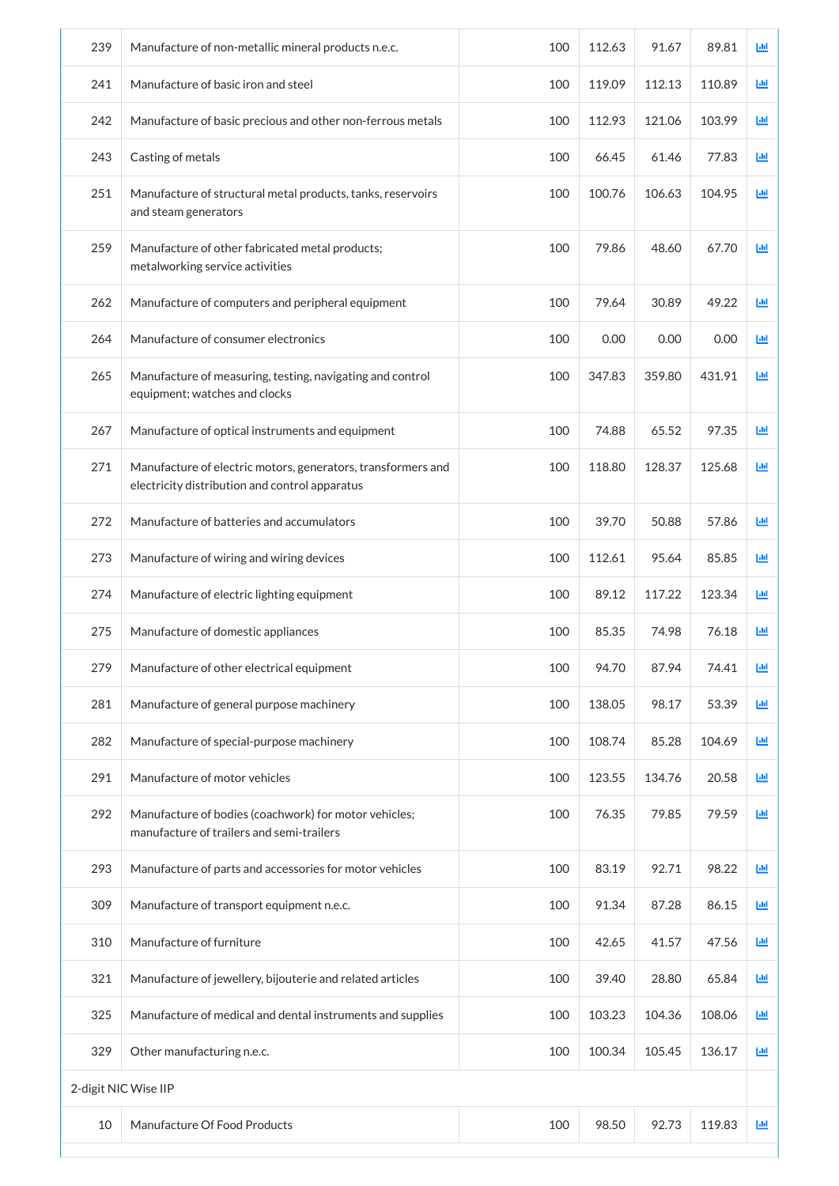| | | | | | | |
|---|---|---|---|---|---|---|
| 239 | Manufacture of non-metallic mineral products n.e.c. | 100 | 112.63 | 91.67 | 89.81 | |
| 241 | Manufacture of basic iron and steel | 100 | 119.09 | 112.13 | 110.89 | |
| 242 | Manufacture of basic precious and other non-ferrous metals | 100 | 112.93 | 121.06 | 103.99 | |
| 243 | Casting of metals | 100 | 66.45 | 61.46 | 77.83 | |
| 251 | Manufacture of structural metal products, tanks, reservoirs and steam generators | 100 | 100.76 | 106.63 | 104.95 | |
| 259 | Manufacture of other fabricated metal products; metalworking service activities | 100 | 79.86 | 48.60 | 67.70 | |
| 262 | Manufacture of computers and peripheral equipment | 100 | 79.64 | 30.89 | 49.22 | |
| 264 | Manufacture of consumer electronics | 100 | 0.00 | 0.00 | 0.00 | |
| 265 | Manufacture of measuring, testing, navigating and control equipment; watches and clocks | 100 | 347.83 | 359.80 | 431.91 | |
| 267 | Manufacture of optical instruments and equipment | 100 | 74.88 | 65.52 | 97.35 | |
| 271 | Manufacture of electric motors, generators, transformers and electricity distribution and control apparatus | 100 | 118.80 | 128.37 | 125.68 | |
| 272 | Manufacture of batteries and accumulators | 100 | 39.70 | 50.88 | 57.86 | |
| 273 | Manufacture of wiring and wiring devices | 100 | 112.61 | 95.64 | 85.85 | |
| 274 | Manufacture of electric lighting equipment | 100 | 89.12 | 117.22 | 123.34 | |
| 275 | Manufacture of domestic appliances | 100 | 85.35 | 74.98 | 76.18 | |
| 279 | Manufacture of other electrical equipment | 100 | 94.70 | 87.94 | 74.41 | |
| 281 | Manufacture of general purpose machinery | 100 | 138.05 | 98.17 | 53.39 | |
| 282 | Manufacture of special-purpose machinery | 100 | 108.74 | 85.28 | 104.69 | |
| 291 | Manufacture of motor vehicles | 100 | 123.55 | 134.76 | 20.58 | |
| 292 | Manufacture of bodies (coachwork) for motor vehicles; manufacture of trailers and semi-trailers | 100 | 76.35 | 79.85 | 79.59 | |
| 293 | Manufacture of parts and accessories for motor vehicles | 100 | 83.19 | 92.71 | 98.22 | |
| 309 | Manufacture of transport equipment n.e.c. | 100 | 91.34 | 87.28 | 86.15 | |
| 310 | Manufacture of furniture | 100 | 42.65 | 41.57 | 47.56 | |
| 321 | Manufacture of jewellery, bijouterie and related articles | 100 | 39.40 | 28.80 | 65.84 | |
| 325 | Manufacture of medical and dental instruments and supplies | 100 | 103.23 | 104.36 | 108.06 | |
| 329 | Other manufacturing n.e.c. | 100 | 100.34 | 105.45 | 136.17 | |
| 2-digit NIC Wise IIP | | | | | | |
| 10 | Manufacture Of Food Products | 100 | 98.50 | 92.73 | 119.83 | |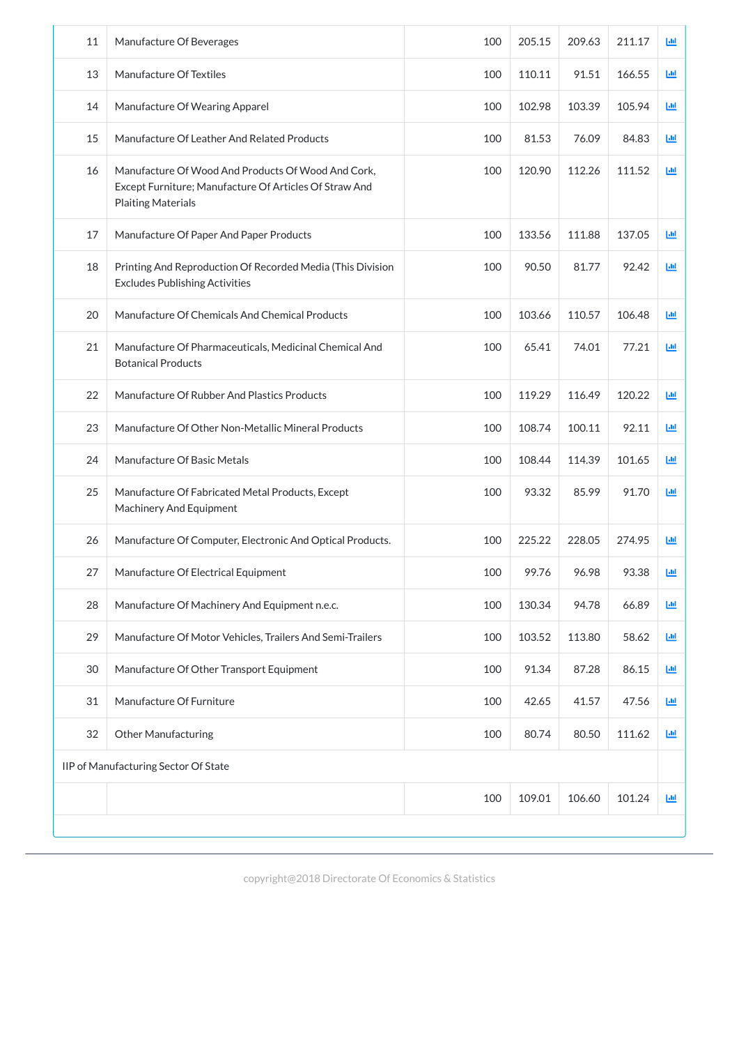| 11 | Manufacture Of Beverages | 100 | 205.15 | 209.63 | 211.17 | |
|---|---|---|---|---|---|---|
| 13 | Manufacture Of Textiles | 100 | 110.11 | 91.51 | 166.55 | |
| 14 | Manufacture Of Wearing Apparel | 100 | 102.98 | 103.39 | 105.94 | |
| 15 | Manufacture Of Leather And Related Products | 100 | 81.53 | 76.09 | 84.83 | |
| 16 | Manufacture Of Wood And Products Of Wood And Cork, Except Furniture; Manufacture Of Articles Of Straw And Plaiting Materials | 100 | 120.90 | 112.26 | 111.52 | |
| 17 | Manufacture Of Paper And Paper Products | 100 | 133.56 | 111.88 | 137.05 | |
| 18 | Printing And Reproduction Of Recorded Media (This Division Excludes Publishing Activities | 100 | 90.50 | 81.77 | 92.42 | |
| 20 | Manufacture Of Chemicals And Chemical Products | 100 | 103.66 | 110.57 | 106.48 | |
| 21 | Manufacture Of Pharmaceuticals, Medicinal Chemical And Botanical Products | 100 | 65.41 | 74.01 | 77.21 | |
| 22 | Manufacture Of Rubber And Plastics Products | 100 | 119.29 | 116.49 | 120.22 | |
| 23 | Manufacture Of Other Non-Metallic Mineral Products | 100 | 108.74 | 100.11 | 92.11 | |
| 24 | Manufacture Of Basic Metals | 100 | 108.44 | 114.39 | 101.65 | |
| 25 | Manufacture Of Fabricated Metal Products, Except Machinery And Equipment | 100 | 93.32 | 85.99 | 91.70 | |
| 26 | Manufacture Of Computer, Electronic And Optical Products. | 100 | 225.22 | 228.05 | 274.95 | |
| 27 | Manufacture Of Electrical Equipment | 100 | 99.76 | 96.98 | 93.38 | |
| 28 | Manufacture Of Machinery And Equipment n.e.c. | 100 | 130.34 | 94.78 | 66.89 | |
| 29 | Manufacture Of Motor Vehicles, Trailers And Semi-Trailers | 100 | 103.52 | 113.80 | 58.62 | |
| 30 | Manufacture Of Other Transport Equipment | 100 | 91.34 | 87.28 | 86.15 | |
| 31 | Manufacture Of Furniture | 100 | 42.65 | 41.57 | 47.56 | |
| 32 | Other Manufacturing | 100 | 80.74 | 80.50 | 111.62 | |
| IIP of Manufacturing Sector Of State | | | | | | |
| | | 100 | 109.01 | 106.60 | 101.24 | |

copyright@2018 Directorate Of Economics & Statistics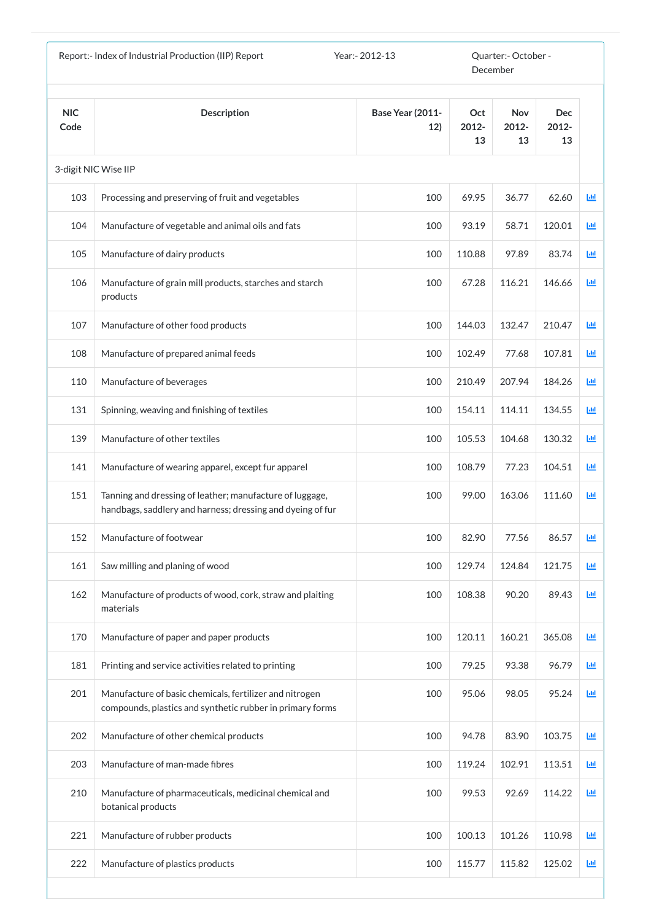| Report:- Index of Industrial Production (IIP) Report | Year:- 2012-13 | Quarter:- October - December |
|---|---|---|

| NIC Code | Description | Base Year (2011-12) | Oct 2012-13 | Nov 2012-13 | Dec 2012-13 |
|---|---|---|---|---|---|
| 3-digit NIC Wise IIP | | | | | |
| 103 | Processing and preserving of fruit and vegetables | 100 | 69.95 | 36.77 | 62.60 |
| 104 | Manufacture of vegetable and animal oils and fats | 100 | 93.19 | 58.71 | 120.01 |
| 105 | Manufacture of dairy products | 100 | 110.88 | 97.89 | 83.74 |
| 106 | Manufacture of grain mill products, starches and starch products | 100 | 67.28 | 116.21 | 146.66 |
| 107 | Manufacture of other food products | 100 | 144.03 | 132.47 | 210.47 |
| 108 | Manufacture of prepared animal feeds | 100 | 102.49 | 77.68 | 107.81 |
| 110 | Manufacture of beverages | 100 | 210.49 | 207.94 | 184.26 |
| 131 | Spinning, weaving and finishing of textiles | 100 | 154.11 | 114.11 | 134.55 |
| 139 | Manufacture of other textiles | 100 | 105.53 | 104.68 | 130.32 |
| 141 | Manufacture of wearing apparel, except fur apparel | 100 | 108.79 | 77.23 | 104.51 |
| 151 | Tanning and dressing of leather; manufacture of luggage, handbags, saddlery and harness; dressing and dyeing of fur | 100 | 99.00 | 163.06 | 111.60 |
| 152 | Manufacture of footwear | 100 | 82.90 | 77.56 | 86.57 |
| 161 | Saw milling and planing of wood | 100 | 129.74 | 124.84 | 121.75 |
| 162 | Manufacture of products of wood, cork, straw and plaiting materials | 100 | 108.38 | 90.20 | 89.43 |
| 170 | Manufacture of paper and paper products | 100 | 120.11 | 160.21 | 365.08 |
| 181 | Printing and service activities related to printing | 100 | 79.25 | 93.38 | 96.79 |
| 201 | Manufacture of basic chemicals, fertilizer and nitrogen compounds, plastics and synthetic rubber in primary forms | 100 | 95.06 | 98.05 | 95.24 |
| 202 | Manufacture of other chemical products | 100 | 94.78 | 83.90 | 103.75 |
| 203 | Manufacture of man-made fibres | 100 | 119.24 | 102.91 | 113.51 |
| 210 | Manufacture of pharmaceuticals, medicinal chemical and botanical products | 100 | 99.53 | 92.69 | 114.22 |
| 221 | Manufacture of rubber products | 100 | 100.13 | 101.26 | 110.98 |
| 222 | Manufacture of plastics products | 100 | 115.77 | 115.82 | 125.02 |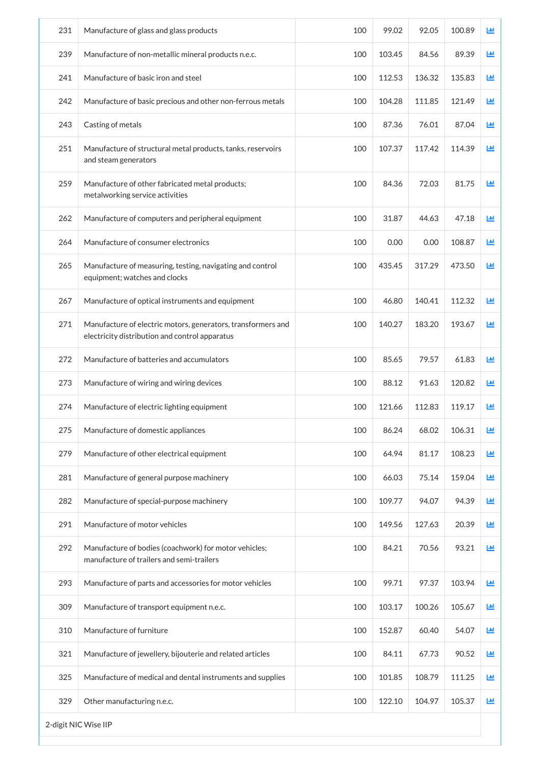| | | | | | | |
|---|---|---|---|---|---|---|
| 231 | Manufacture of glass and glass products | 100 | 99.02 | 92.05 | 100.89 | |
| 239 | Manufacture of non-metallic mineral products n.e.c. | 100 | 103.45 | 84.56 | 89.39 | |
| 241 | Manufacture of basic iron and steel | 100 | 112.53 | 136.32 | 135.83 | |
| 242 | Manufacture of basic precious and other non-ferrous metals | 100 | 104.28 | 111.85 | 121.49 | |
| 243 | Casting of metals | 100 | 87.36 | 76.01 | 87.04 | |
| 251 | Manufacture of structural metal products, tanks, reservoirs and steam generators | 100 | 107.37 | 117.42 | 114.39 | |
| 259 | Manufacture of other fabricated metal products; metalworking service activities | 100 | 84.36 | 72.03 | 81.75 | |
| 262 | Manufacture of computers and peripheral equipment | 100 | 31.87 | 44.63 | 47.18 | |
| 264 | Manufacture of consumer electronics | 100 | 0.00 | 0.00 | 108.87 | |
| 265 | Manufacture of measuring, testing, navigating and control equipment; watches and clocks | 100 | 435.45 | 317.29 | 473.50 | |
| 267 | Manufacture of optical instruments and equipment | 100 | 46.80 | 140.41 | 112.32 | |
| 271 | Manufacture of electric motors, generators, transformers and electricity distribution and control apparatus | 100 | 140.27 | 183.20 | 193.67 | |
| 272 | Manufacture of batteries and accumulators | 100 | 85.65 | 79.57 | 61.83 | |
| 273 | Manufacture of wiring and wiring devices | 100 | 88.12 | 91.63 | 120.82 | |
| 274 | Manufacture of electric lighting equipment | 100 | 121.66 | 112.83 | 119.17 | |
| 275 | Manufacture of domestic appliances | 100 | 86.24 | 68.02 | 106.31 | |
| 279 | Manufacture of other electrical equipment | 100 | 64.94 | 81.17 | 108.23 | |
| 281 | Manufacture of general purpose machinery | 100 | 66.03 | 75.14 | 159.04 | |
| 282 | Manufacture of special-purpose machinery | 100 | 109.77 | 94.07 | 94.39 | |
| 291 | Manufacture of motor vehicles | 100 | 149.56 | 127.63 | 20.39 | |
| 292 | Manufacture of bodies (coachwork) for motor vehicles; manufacture of trailers and semi-trailers | 100 | 84.21 | 70.56 | 93.21 | |
| 293 | Manufacture of parts and accessories for motor vehicles | 100 | 99.71 | 97.37 | 103.94 | |
| 309 | Manufacture of transport equipment n.e.c. | 100 | 103.17 | 100.26 | 105.67 | |
| 310 | Manufacture of furniture | 100 | 152.87 | 60.40 | 54.07 | |
| 321 | Manufacture of jewellery, bijouterie and related articles | 100 | 84.11 | 67.73 | 90.52 | |
| 325 | Manufacture of medical and dental instruments and supplies | 100 | 101.85 | 108.79 | 111.25 | |
| 329 | Other manufacturing n.e.c. | 100 | 122.10 | 104.97 | 105.37 | |

2-digit NIC Wise IIP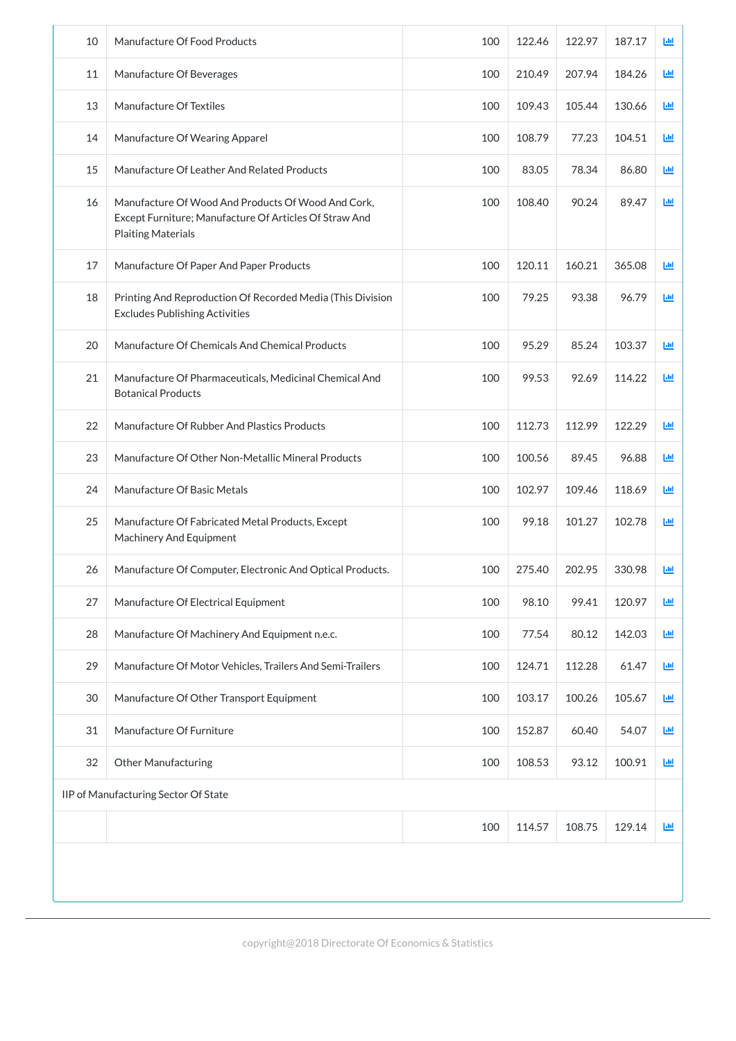| | | | | | | |
|---|---|---|---|---|---|---|
| 10 | Manufacture Of Food Products | 100 | 122.46 | 122.97 | 187.17 | |
| 11 | Manufacture Of Beverages | 100 | 210.49 | 207.94 | 184.26 | |
| 13 | Manufacture Of Textiles | 100 | 109.43 | 105.44 | 130.66 | |
| 14 | Manufacture Of Wearing Apparel | 100 | 108.79 | 77.23 | 104.51 | |
| 15 | Manufacture Of Leather And Related Products | 100 | 83.05 | 78.34 | 86.80 | |
| 16 | Manufacture Of Wood And Products Of Wood And Cork, Except Furniture; Manufacture Of Articles Of Straw And Plaiting Materials | 100 | 108.40 | 90.24 | 89.47 | |
| 17 | Manufacture Of Paper And Paper Products | 100 | 120.11 | 160.21 | 365.08 | |
| 18 | Printing And Reproduction Of Recorded Media (This Division Excludes Publishing Activities | 100 | 79.25 | 93.38 | 96.79 | |
| 20 | Manufacture Of Chemicals And Chemical Products | 100 | 95.29 | 85.24 | 103.37 | |
| 21 | Manufacture Of Pharmaceuticals, Medicinal Chemical And Botanical Products | 100 | 99.53 | 92.69 | 114.22 | |
| 22 | Manufacture Of Rubber And Plastics Products | 100 | 112.73 | 112.99 | 122.29 | |
| 23 | Manufacture Of Other Non-Metallic Mineral Products | 100 | 100.56 | 89.45 | 96.88 | |
| 24 | Manufacture Of Basic Metals | 100 | 102.97 | 109.46 | 118.69 | |
| 25 | Manufacture Of Fabricated Metal Products, Except Machinery And Equipment | 100 | 99.18 | 101.27 | 102.78 | |
| 26 | Manufacture Of Computer, Electronic And Optical Products. | 100 | 275.40 | 202.95 | 330.98 | |
| 27 | Manufacture Of Electrical Equipment | 100 | 98.10 | 99.41 | 120.97 | |
| 28 | Manufacture Of Machinery And Equipment n.e.c. | 100 | 77.54 | 80.12 | 142.03 | |
| 29 | Manufacture Of Motor Vehicles, Trailers And Semi-Trailers | 100 | 124.71 | 112.28 | 61.47 | |
| 30 | Manufacture Of Other Transport Equipment | 100 | 103.17 | 100.26 | 105.67 | |
| 31 | Manufacture Of Furniture | 100 | 152.87 | 60.40 | 54.07 | |
| 32 | Other Manufacturing | 100 | 108.53 | 93.12 | 100.91 | |
| IIP of Manufacturing Sector Of State | | | | | | |
| | | 100 | 114.57 | 108.75 | 129.14 | |

copyright@2018 Directorate Of Economics & Statistics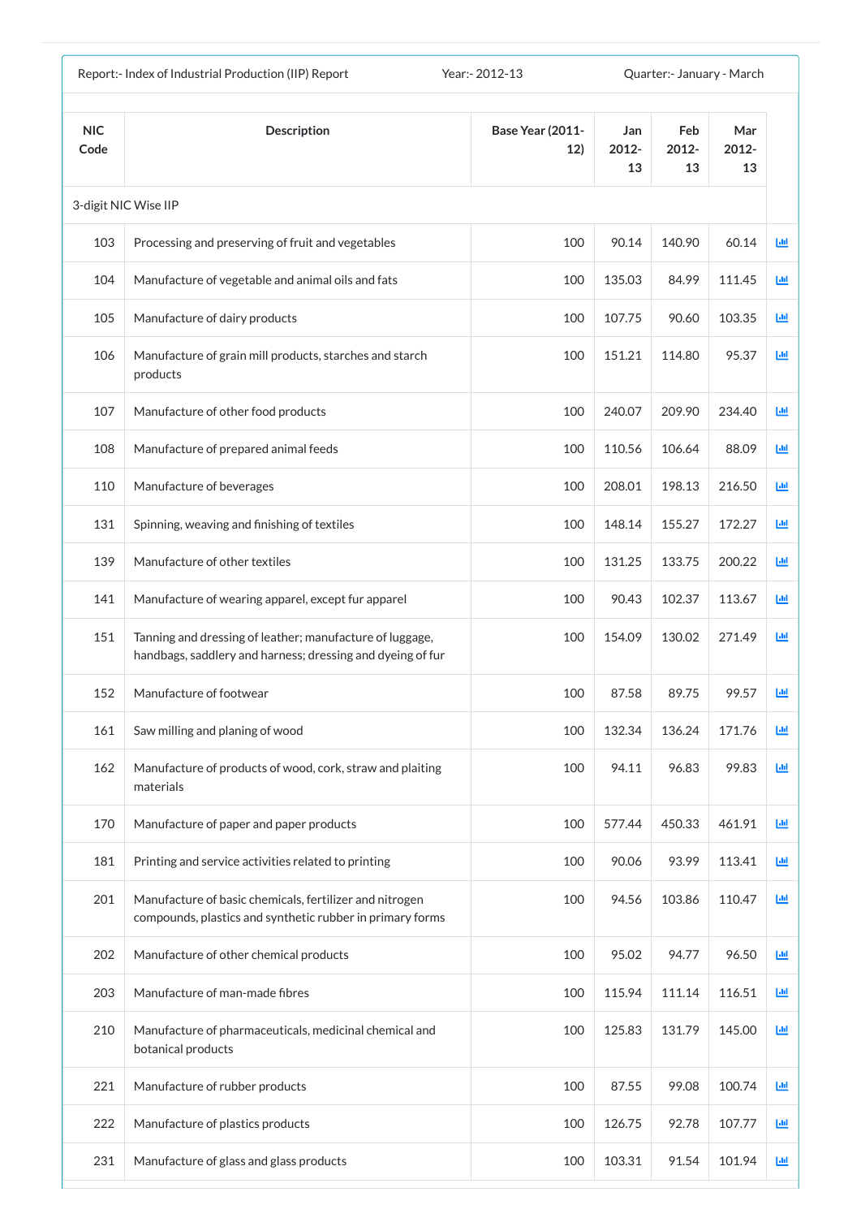Report:- Index of Industrial Production (IIP) Report Year:- 2012-13 Quarter:- January - March

| NIC Code | Description | Base Year (2011-12) | Jan 2012-13 | Feb 2012-13 | Mar 2012-13 |
|---|---|---|---|---|---|
| 3-digit NIC Wise IIP | | | | | |
| 103 | Processing and preserving of fruit and vegetables | 100 | 90.14 | 140.90 | 60.14 |
| 104 | Manufacture of vegetable and animal oils and fats | 100 | 135.03 | 84.99 | 111.45 |
| 105 | Manufacture of dairy products | 100 | 107.75 | 90.60 | 103.35 |
| 106 | Manufacture of grain mill products, starches and starch products | 100 | 151.21 | 114.80 | 95.37 |
| 107 | Manufacture of other food products | 100 | 240.07 | 209.90 | 234.40 |
| 108 | Manufacture of prepared animal feeds | 100 | 110.56 | 106.64 | 88.09 |
| 110 | Manufacture of beverages | 100 | 208.01 | 198.13 | 216.50 |
| 131 | Spinning, weaving and finishing of textiles | 100 | 148.14 | 155.27 | 172.27 |
| 139 | Manufacture of other textiles | 100 | 131.25 | 133.75 | 200.22 |
| 141 | Manufacture of wearing apparel, except fur apparel | 100 | 90.43 | 102.37 | 113.67 |
| 151 | Tanning and dressing of leather; manufacture of luggage, handbags, saddlery and harness; dressing and dyeing of fur | 100 | 154.09 | 130.02 | 271.49 |
| 152 | Manufacture of footwear | 100 | 87.58 | 89.75 | 99.57 |
| 161 | Saw milling and planing of wood | 100 | 132.34 | 136.24 | 171.76 |
| 162 | Manufacture of products of wood, cork, straw and plaiting materials | 100 | 94.11 | 96.83 | 99.83 |
| 170 | Manufacture of paper and paper products | 100 | 577.44 | 450.33 | 461.91 |
| 181 | Printing and service activities related to printing | 100 | 90.06 | 93.99 | 113.41 |
| 201 | Manufacture of basic chemicals, fertilizer and nitrogen compounds, plastics and synthetic rubber in primary forms | 100 | 94.56 | 103.86 | 110.47 |
| 202 | Manufacture of other chemical products | 100 | 95.02 | 94.77 | 96.50 |
| 203 | Manufacture of man-made fibres | 100 | 115.94 | 111.14 | 116.51 |
| 210 | Manufacture of pharmaceuticals, medicinal chemical and botanical products | 100 | 125.83 | 131.79 | 145.00 |
| 221 | Manufacture of rubber products | 100 | 87.55 | 99.08 | 100.74 |
| 222 | Manufacture of plastics products | 100 | 126.75 | 92.78 | 107.77 |
| 231 | Manufacture of glass and glass products | 100 | 103.31 | 91.54 | 101.94 |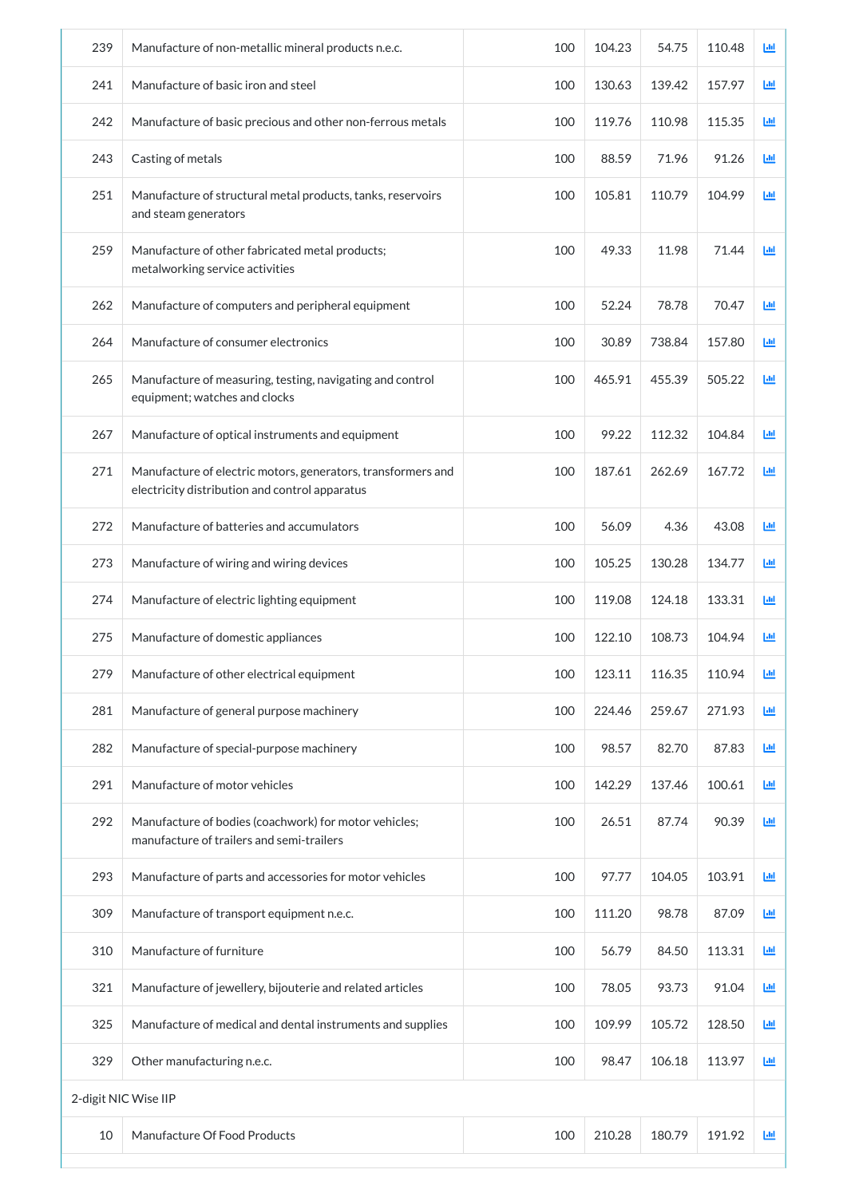| | | | | | | |
|---|---|---|---|---|---|---|
| 239 | Manufacture of non-metallic mineral products n.e.c. | 100 | 104.23 | 54.75 | 110.48 | |
| 241 | Manufacture of basic iron and steel | 100 | 130.63 | 139.42 | 157.97 | |
| 242 | Manufacture of basic precious and other non-ferrous metals | 100 | 119.76 | 110.98 | 115.35 | |
| 243 | Casting of metals | 100 | 88.59 | 71.96 | 91.26 | |
| 251 | Manufacture of structural metal products, tanks, reservoirs and steam generators | 100 | 105.81 | 110.79 | 104.99 | |
| 259 | Manufacture of other fabricated metal products; metalworking service activities | 100 | 49.33 | 11.98 | 71.44 | |
| 262 | Manufacture of computers and peripheral equipment | 100 | 52.24 | 78.78 | 70.47 | |
| 264 | Manufacture of consumer electronics | 100 | 30.89 | 738.84 | 157.80 | |
| 265 | Manufacture of measuring, testing, navigating and control equipment; watches and clocks | 100 | 465.91 | 455.39 | 505.22 | |
| 267 | Manufacture of optical instruments and equipment | 100 | 99.22 | 112.32 | 104.84 | |
| 271 | Manufacture of electric motors, generators, transformers and electricity distribution and control apparatus | 100 | 187.61 | 262.69 | 167.72 | |
| 272 | Manufacture of batteries and accumulators | 100 | 56.09 | 4.36 | 43.08 | |
| 273 | Manufacture of wiring and wiring devices | 100 | 105.25 | 130.28 | 134.77 | |
| 274 | Manufacture of electric lighting equipment | 100 | 119.08 | 124.18 | 133.31 | |
| 275 | Manufacture of domestic appliances | 100 | 122.10 | 108.73 | 104.94 | |
| 279 | Manufacture of other electrical equipment | 100 | 123.11 | 116.35 | 110.94 | |
| 281 | Manufacture of general purpose machinery | 100 | 224.46 | 259.67 | 271.93 | |
| 282 | Manufacture of special-purpose machinery | 100 | 98.57 | 82.70 | 87.83 | |
| 291 | Manufacture of motor vehicles | 100 | 142.29 | 137.46 | 100.61 | |
| 292 | Manufacture of bodies (coachwork) for motor vehicles; manufacture of trailers and semi-trailers | 100 | 26.51 | 87.74 | 90.39 | |
| 293 | Manufacture of parts and accessories for motor vehicles | 100 | 97.77 | 104.05 | 103.91 | |
| 309 | Manufacture of transport equipment n.e.c. | 100 | 111.20 | 98.78 | 87.09 | |
| 310 | Manufacture of furniture | 100 | 56.79 | 84.50 | 113.31 | |
| 321 | Manufacture of jewellery, bijouterie and related articles | 100 | 78.05 | 93.73 | 91.04 | |
| 325 | Manufacture of medical and dental instruments and supplies | 100 | 109.99 | 105.72 | 128.50 | |
| 329 | Other manufacturing n.e.c. | 100 | 98.47 | 106.18 | 113.97 | |
| 2-digit NIC Wise IIP | | | | | | |
| 10 | Manufacture Of Food Products | 100 | 210.28 | 180.79 | 191.92 | |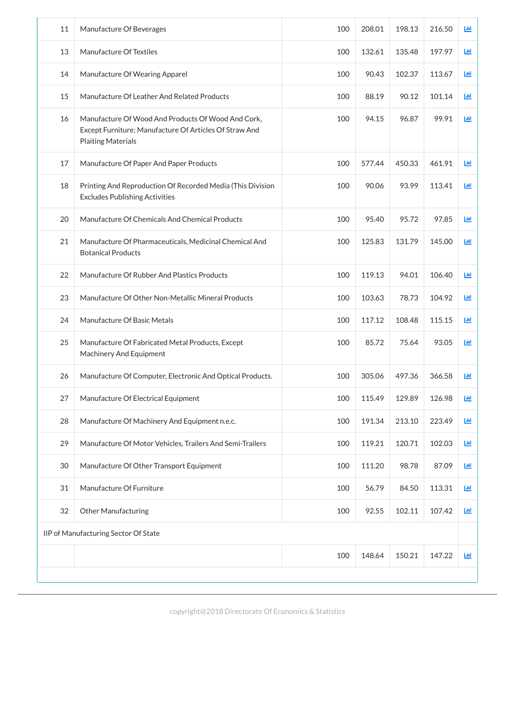| | | | | | | |
|---|---|---|---|---|---|---|
| 11 | Manufacture Of Beverages | 100 | 208.01 | 198.13 | 216.50 | |
| 13 | Manufacture Of Textiles | 100 | 132.61 | 135.48 | 197.97 | |
| 14 | Manufacture Of Wearing Apparel | 100 | 90.43 | 102.37 | 113.67 | |
| 15 | Manufacture Of Leather And Related Products | 100 | 88.19 | 90.12 | 101.14 | |
| 16 | Manufacture Of Wood And Products Of Wood And Cork, Except Furniture; Manufacture Of Articles Of Straw And Plaiting Materials | 100 | 94.15 | 96.87 | 99.91 | |
| 17 | Manufacture Of Paper And Paper Products | 100 | 577.44 | 450.33 | 461.91 | |
| 18 | Printing And Reproduction Of Recorded Media (This Division Excludes Publishing Activities | 100 | 90.06 | 93.99 | 113.41 | |
| 20 | Manufacture Of Chemicals And Chemical Products | 100 | 95.40 | 95.72 | 97.85 | |
| 21 | Manufacture Of Pharmaceuticals, Medicinal Chemical And Botanical Products | 100 | 125.83 | 131.79 | 145.00 | |
| 22 | Manufacture Of Rubber And Plastics Products | 100 | 119.13 | 94.01 | 106.40 | |
| 23 | Manufacture Of Other Non-Metallic Mineral Products | 100 | 103.63 | 78.73 | 104.92 | |
| 24 | Manufacture Of Basic Metals | 100 | 117.12 | 108.48 | 115.15 | |
| 25 | Manufacture Of Fabricated Metal Products, Except Machinery And Equipment | 100 | 85.72 | 75.64 | 93.05 | |
| 26 | Manufacture Of Computer, Electronic And Optical Products. | 100 | 305.06 | 497.36 | 366.58 | |
| 27 | Manufacture Of Electrical Equipment | 100 | 115.49 | 129.89 | 126.98 | |
| 28 | Manufacture Of Machinery And Equipment n.e.c. | 100 | 191.34 | 213.10 | 223.49 | |
| 29 | Manufacture Of Motor Vehicles, Trailers And Semi-Trailers | 100 | 119.21 | 120.71 | 102.03 | |
| 30 | Manufacture Of Other Transport Equipment | 100 | 111.20 | 98.78 | 87.09 | |
| 31 | Manufacture Of Furniture | 100 | 56.79 | 84.50 | 113.31 | |
| 32 | Other Manufacturing | 100 | 92.55 | 102.11 | 107.42 | |
| IIP of Manufacturing Sector Of State | | | | | | |
| | | 100 | 148.64 | 150.21 | 147.22 | |

copyright@2018 Directorate Of Economics & Statistics